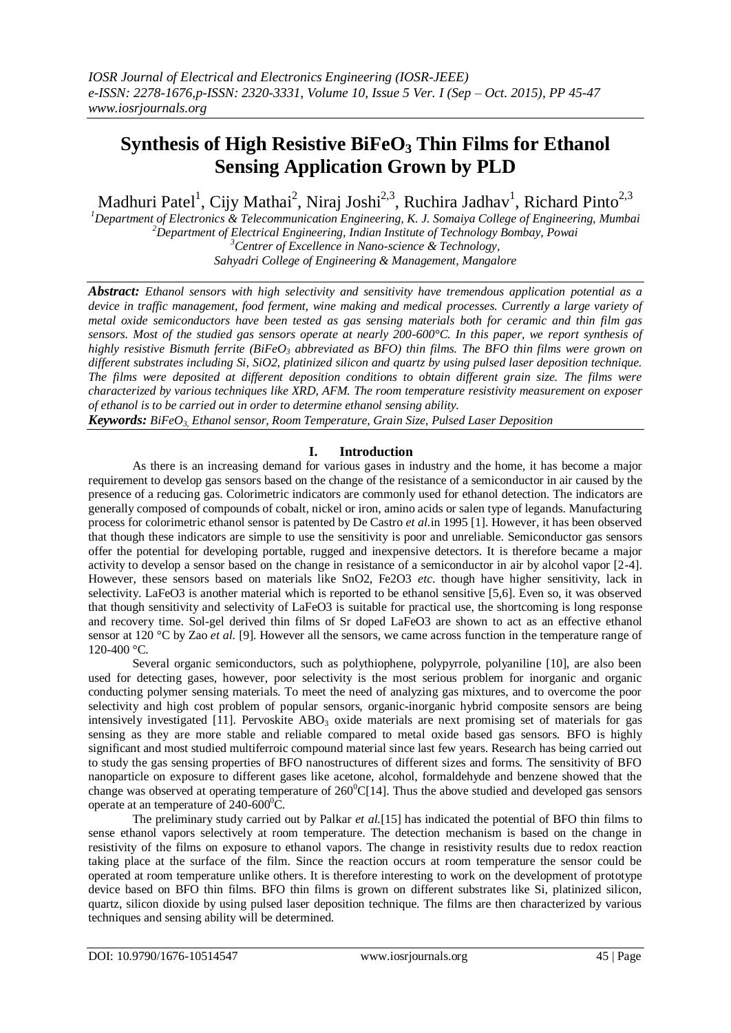# Synthesis of High Resistive $BiFeO_3$ Thin Films for Ethanol Sensing Application Grown by PLD

Madhuri Patel[1], Cijy Mathai[2], Niraj Joshi[2,3], Ruchira Jadhav[1], Richard Pinto[2,3]

[1]*Department of Electronics & Telecommunication Engineering, K. J. Somaiya College of Engineering, Mumbai*
[2]*Department of Electrical Engineering, Indian Institute of Technology Bombay, Powai*
[3]*Centrer of Excellence in Nano-science & Technology, Sahyadri College of Engineering & Management, Mangalore*

***Abstract:*** *Ethanol sensors with high selectivity and sensitivity have tremendous application potential as a device in traffic management, food ferment, wine making and medical processes. Currently a large variety of metal oxide semiconductors have been tested as gas sensing materials both for ceramic and thin film gas sensors. Most of the studied gas sensors operate at nearly 200-600°C. In this paper, we report synthesis of highly resistive Bismuth ferrite ($BiFeO_3$ abbreviated as BFO) thin films. The BFO thin films were grown on different substrates including Si, SiO2, platinized silicon and quartz by using pulsed laser deposition technique. The films were deposited at different deposition conditions to obtain different grain size. The films were characterized by various techniques like XRD, AFM. The room temperature resistivity measurement on exposer of ethanol is to be carried out in order to determine ethanol sensing ability.*

***Keywords:*** *$BiFeO_3$, Ethanol sensor, Room Temperature, Grain Size, Pulsed Laser Deposition*

## I. Introduction

As there is an increasing demand for various gases in industry and the home, it has become a major requirement to develop gas sensors based on the change of the resistance of a semiconductor in air caused by the presence of a reducing gas. Colorimetric indicators are commonly used for ethanol detection. The indicators are generally composed of compounds of cobalt, nickel or iron, amino acids or salen type of legands. Manufacturing process for colorimetric ethanol sensor is patented by De Castro *et al.*in 1995 [1]. However, it has been observed that though these indicators are simple to use the sensitivity is poor and unreliable. Semiconductor gas sensors offer the potential for developing portable, rugged and inexpensive detectors. It is therefore became a major activity to develop a sensor based on the change in resistance of a semiconductor in air by alcohol vapor [2-4]. However, these sensors based on materials like SnO2, Fe2O3 *etc.* though have higher sensitivity, lack in selectivity. LaFeO3 is another material which is reported to be ethanol sensitive [5,6]. Even so, it was observed that though sensitivity and selectivity of LaFeO3 is suitable for practical use, the shortcoming is long response and recovery time. Sol-gel derived thin films of Sr doped LaFeO3 are shown to act as an effective ethanol sensor at 120 °C by Zao *et al.* [9]. However all the sensors, we came across function in the temperature range of 120-400 °C.

Several organic semiconductors, such as polythiophene, polypyrrole, polyaniline [10], are also been used for detecting gases, however, poor selectivity is the most serious problem for inorganic and organic conducting polymer sensing materials. To meet the need of analyzing gas mixtures, and to overcome the poor selectivity and high cost problem of popular sensors, organic-inorganic hybrid composite sensors are being intensively investigated [11]. Pervoskite $ABO_3$ oxide materials are next promising set of materials for gas sensing as they are more stable and reliable compared to metal oxide based gas sensors. BFO is highly significant and most studied multiferroic compound material since last few years. Research has being carried out to study the gas sensing properties of BFO nanostructures of different sizes and forms. The sensitivity of BFO nanoparticle on exposure to different gases like acetone, alcohol, formaldehyde and benzene showed that the change was observed at operating temperature of $260^0$C[14]. Thus the above studied and developed gas sensors operate at an temperature of 240-$600^0$C.

The preliminary study carried out by Palkar *et al.*[15] has indicated the potential of BFO thin films to sense ethanol vapors selectively at room temperature. The detection mechanism is based on the change in resistivity of the films on exposure to ethanol vapors. The change in resistivity results due to redox reaction taking place at the surface of the film. Since the reaction occurs at room temperature the sensor could be operated at room temperature unlike others. It is therefore interesting to work on the development of prototype device based on BFO thin films. BFO thin films is grown on different substrates like Si, platinized silicon, quartz, silicon dioxide by using pulsed laser deposition technique. The films are then characterized by various techniques and sensing ability will be determined.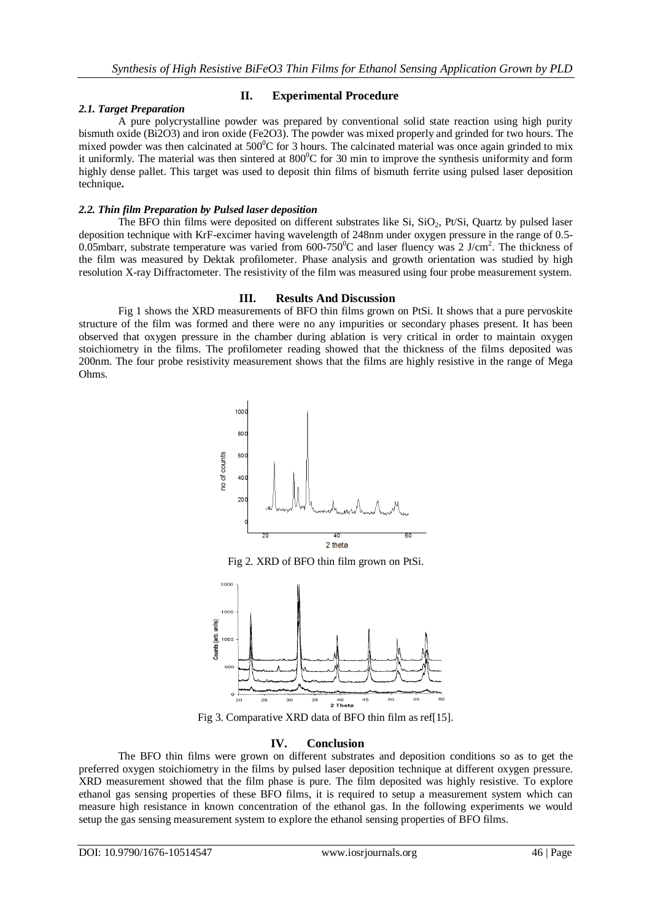## II. Experimental Procedure

### 2.1. Target Preparation

A pure polycrystalline powder was prepared by conventional solid state reaction using high purity bismuth oxide (Bi2O3) and iron oxide (Fe2O3). The powder was mixed properly and grinded for two hours. The mixed powder was then calcinated at $500^0$C for 3 hours. The calcinated material was once again grinded to mix it uniformly. The material was then sintered at $800^0$C for 30 min to improve the synthesis uniformity and form highly dense pallet. This target was used to deposit thin films of bismuth ferrite using pulsed laser deposition technique**.**

### 2.2. Thin film Preparation by Pulsed laser deposition

The BFO thin films were deposited on different substrates like Si, $SiO_2$, Pt/Si, Quartz by pulsed laser deposition technique with KrF-excimer having wavelength of 248nm under oxygen pressure in the range of 0.5-0.05mbarr, substrate temperature was varied from 600-$750^0$C and laser fluency was 2 J/$cm^2$. The thickness of the film was measured by Dektak profilometer. Phase analysis and growth orientation was studied by high resolution X-ray Diffractometer. The resistivity of the film was measured using four probe measurement system.

## III. Results And Discussion

Fig 1 shows the XRD measurements of BFO thin films grown on PtSi. It shows that a pure pervoskite structure of the film was formed and there were no any impurities or secondary phases present. It has been observed that oxygen pressure in the chamber during ablation is very critical in order to maintain oxygen stoichiometry in the films. The profilometer reading showed that the thickness of the films deposited was 200nm. The four probe resistivity measurement shows that the films are highly resistive in the range of Mega Ohms.

Fig 2. XRD of BFO thin film grown on PtSi.

Fig 3. Comparative XRD data of BFO thin film as ref[15].

## IV. Conclusion

The BFO thin films were grown on different substrates and deposition conditions so as to get the preferred oxygen stoichiometry in the films by pulsed laser deposition technique at different oxygen pressure. XRD measurement showed that the film phase is pure. The film deposited was highly resistive. To explore ethanol gas sensing properties of these BFO films, it is required to setup a measurement system which can measure high resistance in known concentration of the ethanol gas. In the following experiments we would setup the gas sensing measurement system to explore the ethanol sensing properties of BFO films.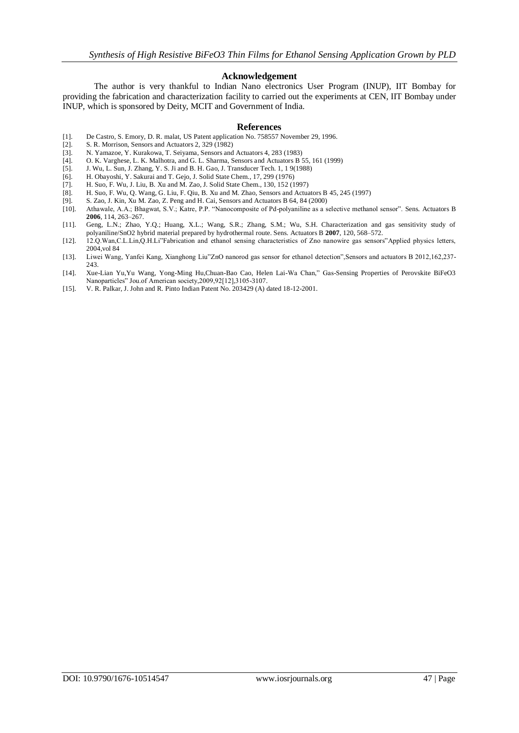## Acknowledgement

The author is very thankful to Indian Nano electronics User Program (INUP), IIT Bombay for providing the fabrication and characterization facility to carried out the experiments at CEN, IIT Bombay under INUP, which is sponsored by Deity, MCIT and Government of India.

## References

[1]. De Castro, S. Emory, D. R. malat, US Patent application No. 758557 November 29, 1996.

[2]. S. R. Morrison, Sensors and Actuators 2, 329 (1982)

[3]. N. Yamazoe, Y. Kurakowa, T. Seiyama, Sensors and Actuators 4, 283 (1983)

[4]. O. K. Varghese, L. K. Malhotra, and G. L. Sharma, Sensors and Actuators B 55, 161 (1999)

[5]. J. Wu, L. Sun, J. Zhang, Y. S. Ji and B. H. Gao, J. Transducer Tech. 1, 1 9(1988)

[6]. H. Obayoshi, Y. Sakurai and T. Gejo, J. Solid State Chem., 17, 299 (1976)

[7]. H. Suo, F. Wu, J. Liu, B. Xu and M. Zao, J. Solid State Chem., 130, 152 (1997)

[8]. H. Suo, F. Wu, Q. Wang, G. Liu, F. Qiu, B. Xu and M. Zhao, Sensors and Actuators B 45, 245 (1997)

[9]. S. Zao, J. Kin, Xu M. Zao, Z. Peng and H. Cai, Sensors and Actuators B 64, 84 (2000)

[10]. Athawale, A.A.; Bhagwat, S.V.; Katre, P.P. "Nanocomposite of Pd-polyaniline as a selective methanol sensor". Sens. Actuators B **2006**, 114, 263–267.

[11]. Geng, L.N.; Zhao, Y.Q.; Huang, X.L.; Wang, S.R.; Zhang, S.M.; Wu, S.H. Characterization and gas sensitivity study of polyaniline/SnO2 hybrid material prepared by hydrothermal route. Sens. Actuators B **2007**, 120, 568–572.

[12]. 12.Q.Wan,C.L.Lin,Q.H.Li"Fabrication and ethanol sensing characteristics of Zno nanowire gas sensors"Applied physics letters, 2004,vol 84

[13]. Liwei Wang, Yanfei Kang, Xianghong Liu"ZnO nanorod gas sensor for ethanol detection",Sensors and actuators B 2012,162,237-243.

[14]. Xue-Lian Yu,Yu Wang, Yong-Ming Hu,Chuan-Bao Cao, Helen Lai-Wa Chan," Gas-Sensing Properties of Perovskite BiFeO3 Nanoparticles" Jou.of American society,2009,92[12],3105-3107.

[15]. V. R. Palkar, J. John and R. Pinto Indian Patent No. 203429 (A) dated 18-12-2001.